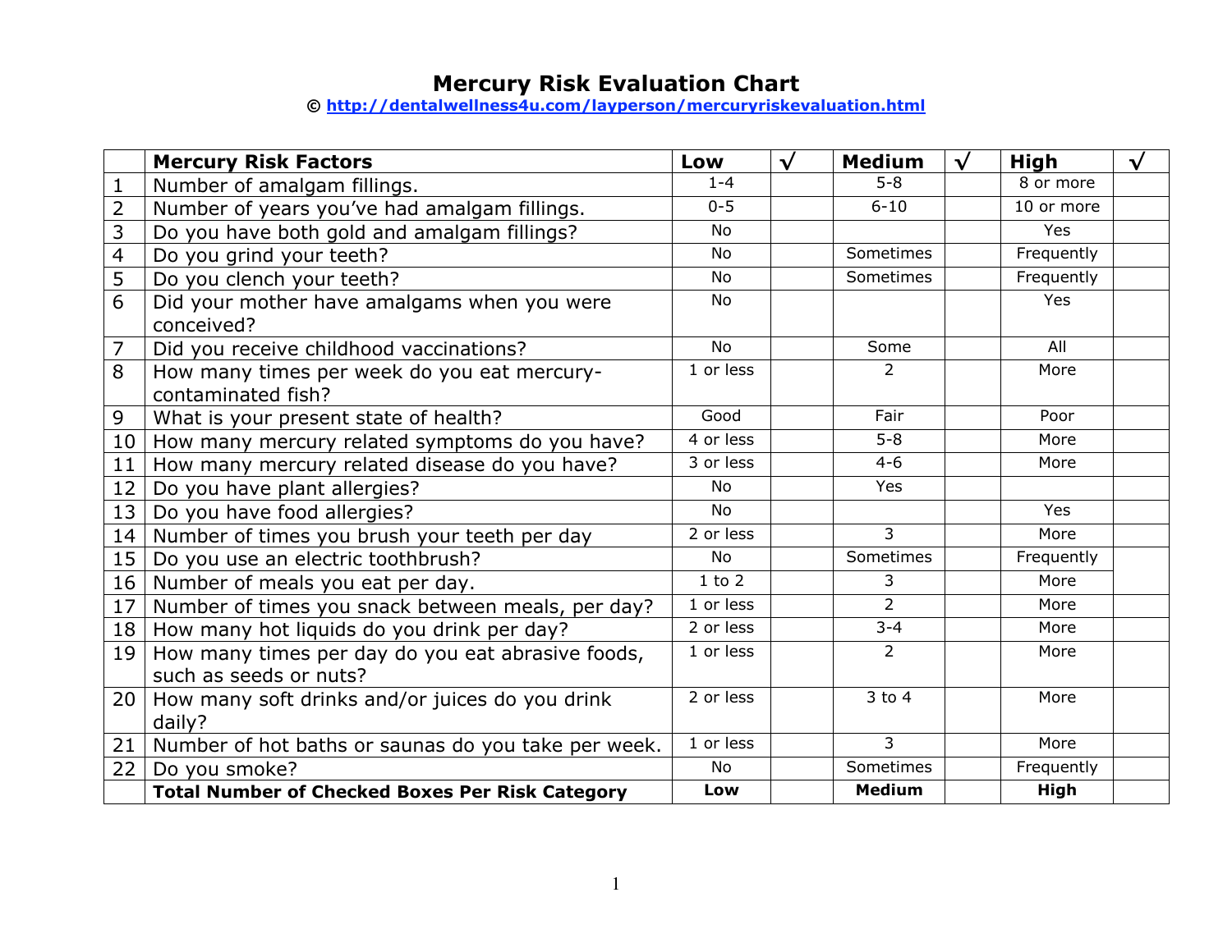# Mercury Risk Evaluation Chart

**© http://dentalwellness4u.com/layperson/mercuryriskevaluation.html**

| | **Mercury Risk Factors** | **Low** | **√** | **Medium** | **√** | **High** | **√** |
|---|---|---|---|---|---|---|---|
| 1 | Number of amalgam fillings. | 1-4 | | 5-8 | | 8 or more | |
| 2 | Number of years you've had amalgam fillings. | 0-5 | | 6-10 | | 10 or more | |
| 3 | Do you have both gold and amalgam fillings? | No | | | | Yes | |
| 4 | Do you grind your teeth? | No | | Sometimes | | Frequently | |
| 5 | Do you clench your teeth? | No | | Sometimes | | Frequently | |
| 6 | Did your mother have amalgams when you were conceived? | No | | | | Yes | |
| 7 | Did you receive childhood vaccinations? | No | | Some | | All | |
| 8 | How many times per week do you eat mercury-contaminated fish? | 1 or less | | 2 | | More | |
| 9 | What is your present state of health? | Good | | Fair | | Poor | |
| 10 | How many mercury related symptoms do you have? | 4 or less | | 5-8 | | More | |
| 11 | How many mercury related disease do you have? | 3 or less | | 4-6 | | More | |
| 12 | Do you have plant allergies? | No | | Yes | | | |
| 13 | Do you have food allergies? | No | | | | Yes | |
| 14 | Number of times you brush your teeth per day | 2 or less | | 3 | | More | |
| 15 | Do you use an electric toothbrush? | No | | Sometimes | | Frequently | |
| 16 | Number of meals you eat per day. | 1 to 2 | | 3 | | More | |
| 17 | Number of times you snack between meals, per day? | 1 or less | | 2 | | More | |
| 18 | How many hot liquids do you drink per day? | 2 or less | | 3-4 | | More | |
| 19 | How many times per day do you eat abrasive foods, such as seeds or nuts? | 1 or less | | 2 | | More | |
| 20 | How many soft drinks and/or juices do you drink daily? | 2 or less | | 3 to 4 | | More | |
| 21 | Number of hot baths or saunas do you take per week. | 1 or less | | 3 | | More | |
| 22 | Do you smoke? | No | | Sometimes | | Frequently | |
| | **Total Number of Checked Boxes Per Risk Category** | **Low** | | **Medium** | | **High** | |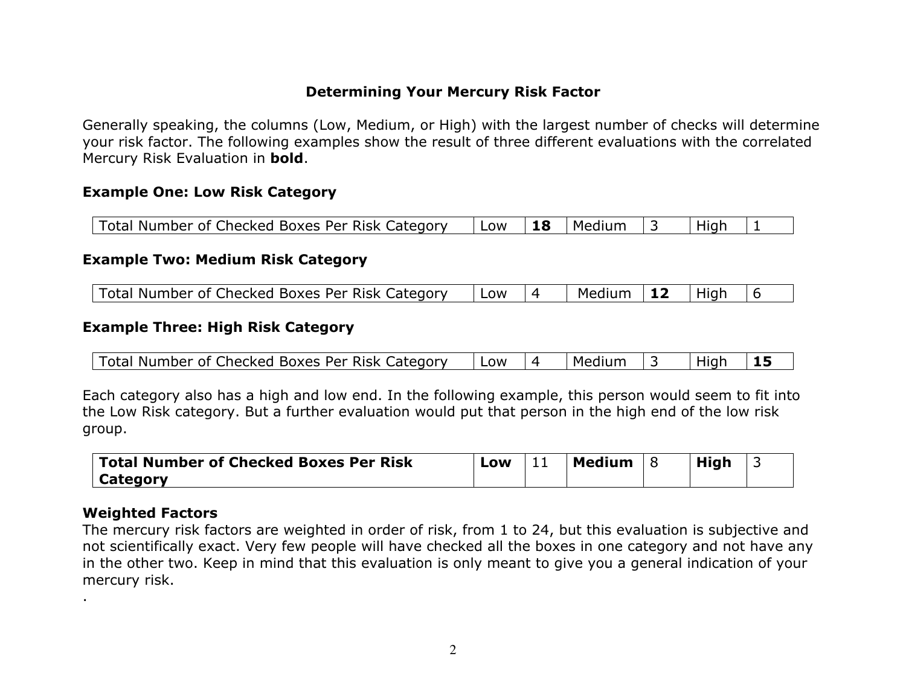## Determining Your Mercury Risk Factor

Generally speaking, the columns (Low, Medium, or High) with the largest number of checks will determine your risk factor. The following examples show the result of three different evaluations with the correlated Mercury Risk Evaluation in **bold**.

### Example One: Low Risk Category

| | | | | | | |
|---|---|---|---|---|---|---|
| Total Number of Checked Boxes Per Risk Category | Low | **18** | Medium | 3 | High | 1 |

### Example Two: Medium Risk Category

| | | | | | | |
|---|---|---|---|---|---|---|
| Total Number of Checked Boxes Per Risk Category | Low | 4 | Medium | **12** | High | 6 |

### Example Three: High Risk Category

| | | | | | | |
|---|---|---|---|---|---|---|
| Total Number of Checked Boxes Per Risk Category | Low | 4 | Medium | 3 | High | **15** |

Each category also has a high and low end. In the following example, this person would seem to fit into the Low Risk category. But a further evaluation would put that person in the high end of the low risk group.

| | | | | | | |
|---|---|---|---|---|---|---|
| **Total Number of Checked Boxes Per Risk Category** | **Low** | 11 | **Medium** | 8 | **High** | 3 |

### Weighted Factors

The mercury risk factors are weighted in order of risk, from 1 to 24, but this evaluation is subjective and not scientifically exact. Very few people will have checked all the boxes in one category and not have any in the other two. Keep in mind that this evaluation is only meant to give you a general indication of your mercury risk.

.